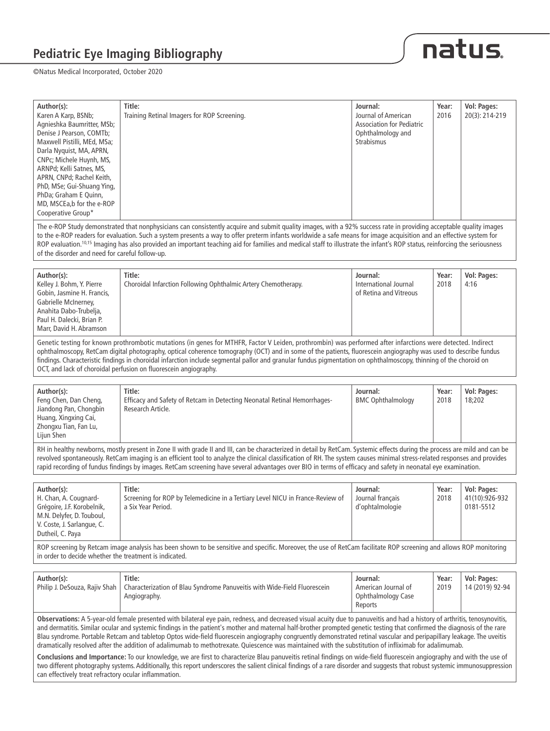# Pediatric Eye Imaging Bibliography

©Natus Medical Incorporated, October 2020

| Author(s): | Title: | Journal: | Year: | Vol: Pages: |
|---|---|---|---|---|
| Karen A Karp, BSNb; Agnieshka Baumritter, MSb; Denise J Pearson, COMTb; Maxwell Pistilli, MEd, MSa; Darla Nyquist, MA, APRN, CNPc; Michele Huynh, MS, ARNPd; Kelli Satnes, MS, APRN, CNPd; Rachel Keith, PhD, MSe; Gui-Shuang Ying, PhDa; Graham E Quinn, MD, MSCEa,b for the e-ROP Cooperative Group* | Training Retinal Imagers for ROP Screening. | Journal of American Association for Pediatric Ophthalmology and Strabismus | 2016 | 20(3): 214-219 |

The e-ROP Study demonstrated that nonphysicians can consistently acquire and submit quality images, with a 92% success rate in providing acceptable quality images to the e-ROP readers for evaluation. Such a system presents a way to offer preterm infants worldwide a safe means for image acquisition and an effective system for ROP evaluation.[10,15] Imaging has also provided an important teaching aid for families and medical staff to illustrate the infant's ROP status, reinforcing the seriousness of the disorder and need for careful follow-up.

| Author(s): | Title: | Journal: | Year: | Vol: Pages: |
|---|---|---|---|---|
| Kelley J. Bohm, Y. Pierre Gobin, Jasmine H. Francis, Gabrielle McInerney, Anahita Dabo-Trubelja, Paul H. Dalecki, Brian P. Marr, David H. Abramson | Choroidal Infarction Following Ophthalmic Artery Chemotherapy. | International Journal of Retina and Vitreous | 2018 | 4:16 |

Genetic testing for known prothrombotic mutations (in genes for MTHFR, Factor V Leiden, prothrombin) was performed after infarctions were detected. Indirect ophthalmoscopy, RetCam digital photography, optical coherence tomography (OCT) and in some of the patients, fluorescein angiography was used to describe fundus findings. Characteristic findings in choroidal infarction include segmental pallor and granular fundus pigmentation on ophthalmoscopy, thinning of the choroid on OCT, and lack of choroidal perfusion on fluorescein angiography.

| Author(s): | Title: | Journal: | Year: | Vol: Pages: |
|---|---|---|---|---|
| Feng Chen, Dan Cheng, Jiandong Pan, Chongbin Huang, Xingxing Cai, Zhongxu Tian, Fan Lu, Lijun Shen | Efficacy and Safety of Retcam in Detecting Neonatal Retinal Hemorrhages- Research Article. | BMC Ophthalmology | 2018 | 18;202 |

RH in healthy newborns, mostly present in Zone II with grade II and III, can be characterized in detail by RetCam. Systemic effects during the process are mild and can be revolved spontaneously. RetCam imaging is an efficient tool to analyze the clinical classification of RH. The system causes minimal stress-related responses and provides rapid recording of fundus findings by images. RetCam screening have several advantages over BIO in terms of efficacy and safety in neonatal eye examination.

| Author(s): | Title: | Journal: | Year: | Vol: Pages: |
|---|---|---|---|---|
| H. Chan, A. Cougnard-Grégoire, J.F. Korobelnik, M.N. Delyfer, D. Touboul, V. Coste, J. Sarlangue, C. Dutheil, C. Paya | Screening for ROP by Telemedicine in a Tertiary Level NICU in France-Review of a Six Year Period. | Journal français d'ophtalmologie | 2018 | 41(10):926-932 0181-5512 |

ROP screening by Retcam image analysis has been shown to be sensitive and specific. Moreover, the use of RetCam facilitate ROP screening and allows ROP monitoring in order to decide whether the treatment is indicated.

| Author(s): | Title: | Journal: | Year: | Vol: Pages: |
|---|---|---|---|---|
| Philip J. DeSouza, Rajiv Shah | Characterization of Blau Syndrome Panuveitis with Wide-Field Fluorescein Angiography. | American Journal of Ophthalmology Case Reports | 2019 | 14 (2019) 92-94 |

**Observations:** A 5-year-old female presented with bilateral eye pain, redness, and decreased visual acuity due to panuveitis and had a history of arthritis, tenosynovitis, and dermatitis. Similar ocular and systemic findings in the patient's mother and maternal half-brother prompted genetic testing that confirmed the diagnosis of the rare Blau syndrome. Portable Retcam and tabletop Optos wide-field fluorescein angiography congruently demonstrated retinal vascular and peripapillary leakage. The uveitis dramatically resolved after the addition of adalimumab to methotrexate. Quiescence was maintained with the substitution of infliximab for adalimumab.

**Conclusions and Importance:** To our knowledge, we are first to characterize Blau panuveitis retinal findings on wide-field fluorescein angiography and with the use of two different photography systems. Additionally, this report underscores the salient clinical findings of a rare disorder and suggests that robust systemic immunosuppression can effectively treat refractory ocular inflammation.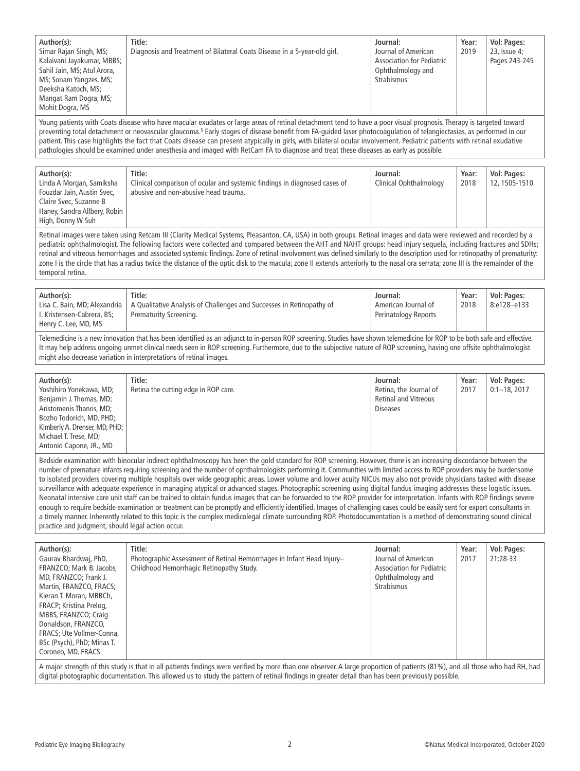| Author(s): | Title: | Journal: | Year: | Vol: Pages: |
|---|---|---|---|---|
| Simar Rajan Singh, MS; Kalaivani Jayakumar, MBBS; Sahil Jain, MS; Atul Arora, MS; Sonam Yangzes, MS; Deeksha Katoch, MS; Mangat Ram Dogra, MS; Mohit Dogra, MS | Diagnosis and Treatment of Bilateral Coats Disease in a 5-year-old girl. | Journal of American Association for Pediatric Ophthalmology and Strabismus | 2019 | 23, Issue 4; Pages 243-245 |

Young patients with Coats disease who have macular exudates or large areas of retinal detachment tend to have a poor visual prognosis. Therapy is targeted toward preventing total detachment or neovascular glaucoma.[5] Early stages of disease benefit from FA-guided laser photocoagulation of telangiectasias, as performed in our patient. This case highlights the fact that Coats disease can present atypically in girls, with bilateral ocular involvement. Pediatric patients with retinal exudative pathologies should be examined under anesthesia and imaged with RetCam FA to diagnose and treat these diseases as early as possible.

| Author(s): | Title: | Journal: | Year: | Vol: Pages: |
|---|---|---|---|---|
| Linda A Morgan, Samiksha Fouzdar Jain, Austin Svec, Claire Svec, Suzanne B Haney, Sandra Allbery, Robin High, Donny W Suh | Clinical comparison of ocular and systemic findings in diagnosed cases of abusive and non-abusive head trauma. | Clinical Ophthalmology | 2018 | 12, 1505-1510 |

Retinal images were taken using Retcam III (Clarity Medical Systems, Pleasanton, CA, USA) in both groups. Retinal images and data were reviewed and recorded by a pediatric ophthalmologist. The following factors were collected and compared between the AHT and NAHT groups: head injury sequela, including fractures and SDHs; retinal and vitreous hemorrhages and associated systemic findings. Zone of retinal involvement was defined similarly to the description used for retinopathy of prematurity: zone I is the circle that has a radius twice the distance of the optic disk to the macula; zone II extends anteriorly to the nasal ora serrata; zone III is the remainder of the temporal retina.

| Author(s): | Title: | Journal: | Year: | Vol: Pages: |
|---|---|---|---|---|
| Lisa C. Bain, MD; Alexandria I. Kristensen-Cabrera, BS; Henry C. Lee, MD, MS | A Qualitative Analysis of Challenges and Successes in Retinopathy of Prematurity Screening. | American Journal of Perinatology Reports | 2018 | 8:e128–e133 |

Telemedicine is a new innovation that has been identified as an adjunct to in-person ROP screening. Studies have shown telemedicine for ROP to be both safe and effective. It may help address ongoing unmet clinical needs seen in ROP screening. Furthermore, due to the subjective nature of ROP screening, having one offsite ophthalmologist might also decrease variation in interpretations of retinal images.

| Author(s): | Title: | Journal: | Year: | Vol: Pages: |
|---|---|---|---|---|
| Yoshihiro Yonekawa, MD; Benjamin J. Thomas, MD; Aristomenis Thanos, MD; Bozho Todorich, MD, PHD; Kimberly A. Drenser, MD, PHD; Michael T. Trese, MD; Antonio Capone, JR., MD | Retina the cutting edge in ROP care. | Retina, the Journal of Retinal and Vitreous Diseases | 2017 | 0:1–18, 2017 |

Bedside examination with binocular indirect ophthalmoscopy has been the gold standard for ROP screening. However, there is an increasing discordance between the number of premature infants requiring screening and the number of ophthalmologists performing it. Communities with limited access to ROP providers may be burdensome to isolated providers covering multiple hospitals over wide geographic areas. Lower volume and lower acuity NICUs may also not provide physicians tasked with disease surveillance with adequate experience in managing atypical or advanced stages. Photographic screening using digital fundus imaging addresses these logistic issues. Neonatal intensive care unit staff can be trained to obtain fundus images that can be forwarded to the ROP provider for interpretation. Infants with ROP findings severe enough to require bedside examination or treatment can be promptly and efficiently identified. Images of challenging cases could be easily sent for expert consultants in a timely manner. Inherently related to this topic is the complex medicolegal climate surrounding ROP. Photodocumentation is a method of demonstrating sound clinical practice and judgment, should legal action occur.

| Author(s): | Title: | Journal: | Year: | Vol: Pages: |
|---|---|---|---|---|
| Gaurav Bhardwaj, PhD, FRANZCO; Mark B. Jacobs, MD, FRANZCO; Frank J. Martin, FRANZCO, FRACS; Kieran T. Moran, MBBCh, FRACP; Kristina Prelog, MBBS, FRANZCO; Craig Donaldson, FRANZCO, FRACS; Ute Vollmer-Conna, BSc (Psych), PhD; Minas T. Coroneo, MD, FRACS | Photographic Assessment of Retinal Hemorrhages in Infant Head Injury– Childhood Hemorrhagic Retinopathy Study. | Journal of American Association for Pediatric Ophthalmology and Strabismus | 2017 | 21:28-33 |

A major strength of this study is that in all patients findings were verified by more than one observer. A large proportion of patients (81%), and all those who had RH, had digital photographic documentation. This allowed us to study the pattern of retinal findings in greater detail than has been previously possible.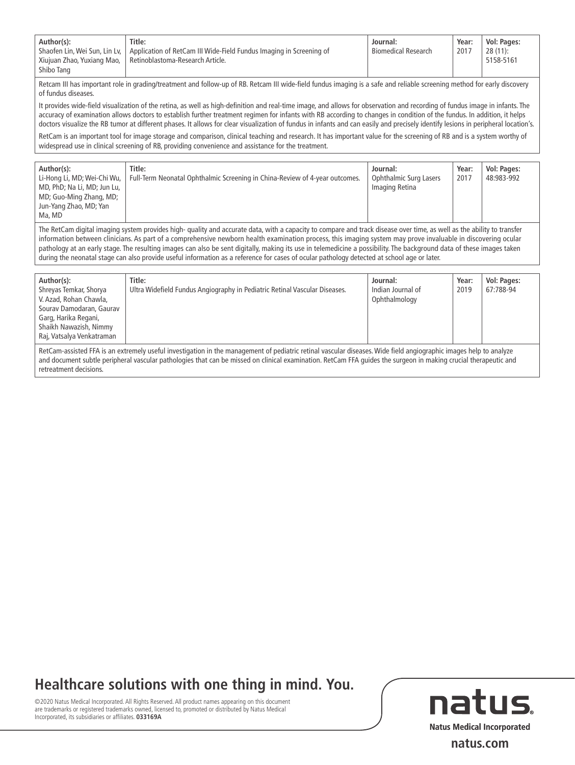| Author(s): | Title: | Journal: | Year: | Vol: Pages: |
|---|---|---|---|---|
| Shaofen Lin, Wei Sun, Lin Lv, Xiujuan Zhao, Yuxiang Mao, Shibo Tang | Application of RetCam III Wide-Field Fundus Imaging in Screening of Retinoblastoma-Research Article. | Biomedical Research | 2017 | 28 (11): 5158-5161 |

Retcam III has important role in grading/treatment and follow-up of RB. Retcam III wide-field fundus imaging is a safe and reliable screening method for early discovery of fundus diseases.

It provides wide-field visualization of the retina, as well as high-definition and real-time image, and allows for observation and recording of fundus image in infants. The accuracy of examination allows doctors to establish further treatment regimen for infants with RB according to changes in condition of the fundus. In addition, it helps doctors visualize the RB tumor at different phases. It allows for clear visualization of fundus in infants and can easily and precisely identify lesions in peripheral location's.

RetCam is an important tool for image storage and comparison, clinical teaching and research. It has important value for the screening of RB and is a system worthy of widespread use in clinical screening of RB, providing convenience and assistance for the treatment.

| Author(s): | Title: | Journal: | Year: | Vol: Pages: |
|---|---|---|---|---|
| Li-Hong Li, MD; Wei-Chi Wu, MD, PhD; Na Li, MD; Jun Lu, MD; Guo-Ming Zhang, MD; Jun-Yang Zhao, MD; Yan Ma, MD | Full-Term Neonatal Ophthalmic Screening in China-Review of 4-year outcomes. | Ophthalmic Surg Lasers Imaging Retina | 2017 | 48:983-992 |

The RetCam digital imaging system provides high- quality and accurate data, with a capacity to compare and track disease over time, as well as the ability to transfer information between clinicians. As part of a comprehensive newborn health examination process, this imaging system may prove invaluable in discovering ocular pathology at an early stage. The resulting images can also be sent digitally, making its use in telemedicine a possibility. The background data of these images taken during the neonatal stage can also provide useful information as a reference for cases of ocular pathology detected at school age or later.

| Author(s): | Title: | Journal: | Year: | Vol: Pages: |
|---|---|---|---|---|
| Shreyas Temkar, Shorya V. Azad, Rohan Chawla, Sourav Damodaran, Gaurav Garg, Harika Regani, Shaikh Nawazish, Nimmy Raj, Vatsalya Venkatraman | Ultra Widefield Fundus Angiography in Pediatric Retinal Vascular Diseases. | Indian Journal of Ophthalmology | 2019 | 67:788-94 |

RetCam-assisted FFA is an extremely useful investigation in the management of pediatric retinal vascular diseases. Wide field angiographic images help to analyze and document subtle peripheral vascular pathologies that can be missed on clinical examination. RetCam FFA guides the surgeon in making crucial therapeutic and retreatment decisions.

## Healthcare solutions with one thing in mind. You.

©2020 Natus Medical Incorporated. All Rights Reserved. All product names appearing on this document are trademarks or registered trademarks owned, licensed to, promoted or distributed by Natus Medical Incorporated, its subsidiaries or affiliates. **033169A**

natus.

**Natus Medical Incorporated**

**natus.com**